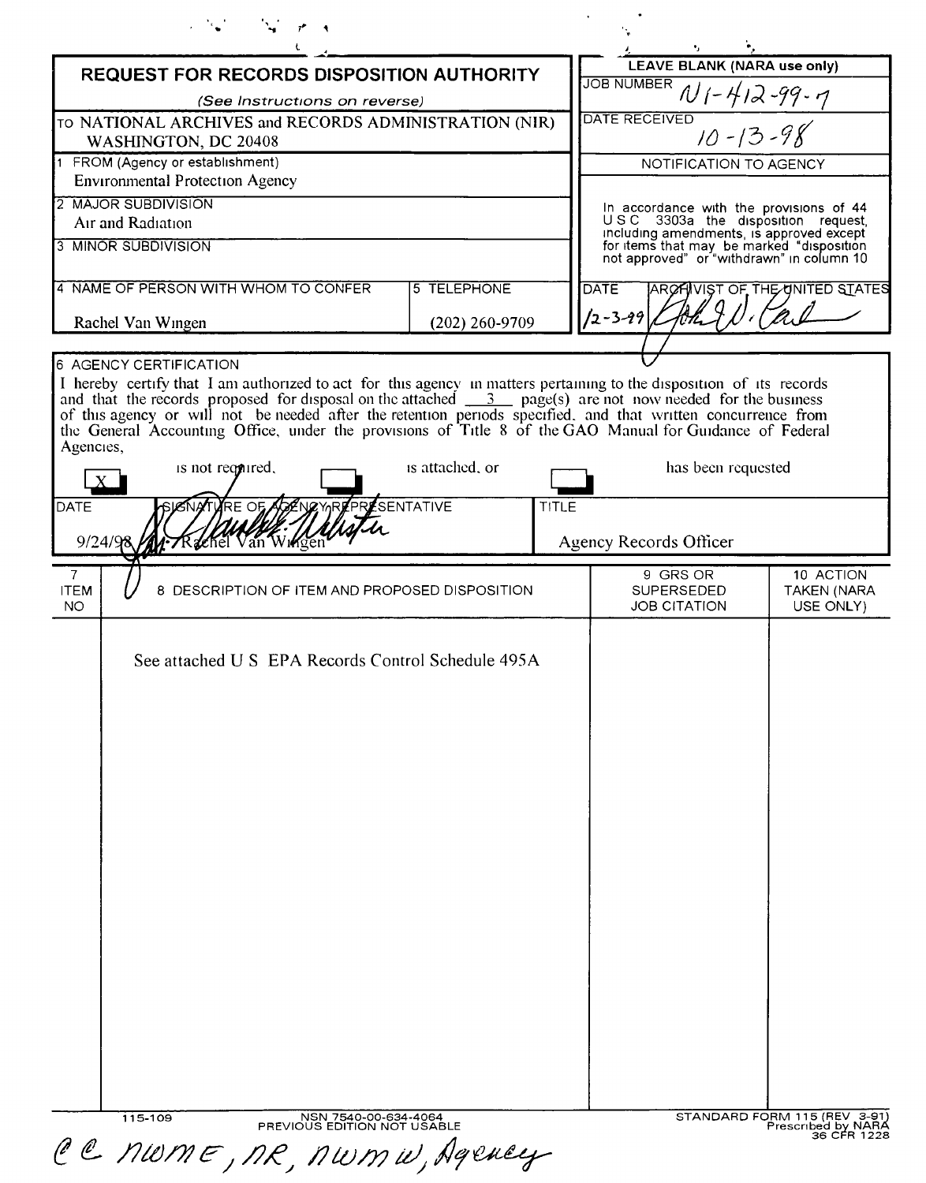# REQUEST FOR RECORDS DISPOSITION AUTHORITY

*(See Instructions on reverse)*

| | |
|---|---|
| TO NATIONAL ARCHIVES and RECORDS ADMINISTRATION (NIR) WASHINGTON, DC 20408 | **LEAVE BLANK (NARA use only)** |
| 1 FROM (Agency or establishment): Environmental Protection Agency | JOB NUMBER: N1-412-99-7 |
| 2 MAJOR SUBDIVISION: Air and Radiation | DATE RECEIVED: 10-13-98 |
| 3 MINOR SUBDIVISION | NOTIFICATION TO AGENCY: In accordance with the provisions of 44 USC 3303a the disposition request, including amendments, is approved except for items that may be marked "disposition not approved" or "withdrawn" in column 10 |
| 4 NAME OF PERSON WITH WHOM TO CONFER: Rachel Van Wingen — 5 TELEPHONE: (202) 260-9709 | DATE: 12-3-99 — ARCHIVIST OF THE UNITED STATES: John W. Carlin |

**6 AGENCY CERTIFICATION**

I hereby certify that I am authorized to act for this agency in matters pertaining to the disposition of its records and that the records proposed for disposal on the attached 3 page(s) are not now needed for the business of this agency or will not be needed after the retention periods specified, and that written concurrence from the General Accounting Office, under the provisions of Title 8 of the GAO Manual for Guidance of Federal Agencies,

[X] is not required, [ ] is attached, or [ ] has been requested

| DATE | SIGNATURE OF AGENCY REPRESENTATIVE | TITLE |
|---|---|---|
| 9/24/98 | for Rachel Van Wingen | Agency Records Officer |

| 7 ITEM NO | 8 DESCRIPTION OF ITEM AND PROPOSED DISPOSITION | 9 GRS OR SUPERSEDED JOB CITATION | 10 ACTION TAKEN (NARA USE ONLY) |
|---|---|---|---|
| | See attached U S EPA Records Control Schedule 495A | | |

115-109 — NSN 7540-00-634-4064 — PREVIOUS EDITION NOT USABLE — STANDARD FORM 115 (REV 3-91) Prescribed by NARA 36 CFR 1228

cc NWME, NR, NWMW, Agency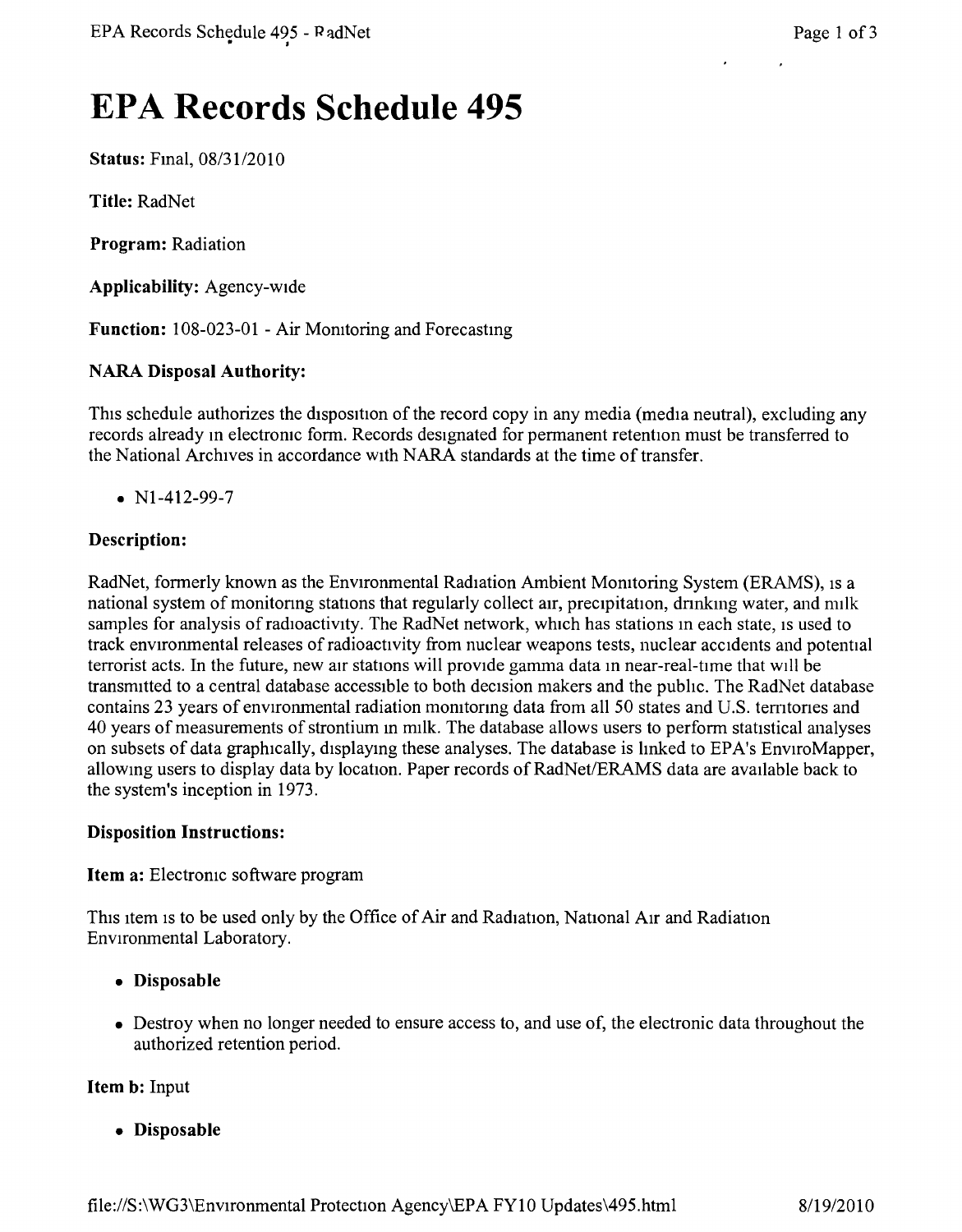# EPA Records Schedule 495

**Status:** Final, 08/31/2010

**Title:** RadNet

**Program:** Radiation

**Applicability:** Agency-wide

**Function:** 108-023-01 - Air Monitoring and Forecasting

**NARA Disposal Authority:**

This schedule authorizes the disposition of the record copy in any media (media neutral), excluding any records already in electronic form. Records designated for permanent retention must be transferred to the National Archives in accordance with NARA standards at the time of transfer.

- N1-412-99-7

**Description:**

RadNet, formerly known as the Environmental Radiation Ambient Monitoring System (ERAMS), is a national system of monitoring stations that regularly collect air, precipitation, drinking water, and milk samples for analysis of radioactivity. The RadNet network, which has stations in each state, is used to track environmental releases of radioactivity from nuclear weapons tests, nuclear accidents and potential terrorist acts. In the future, new air stations will provide gamma data in near-real-time that will be transmitted to a central database accessible to both decision makers and the public. The RadNet database contains 23 years of environmental radiation monitoring data from all 50 states and U.S. territories and 40 years of measurements of strontium in milk. The database allows users to perform statistical analyses on subsets of data graphically, displaying these analyses. The database is linked to EPA's EnviroMapper, allowing users to display data by location. Paper records of RadNet/ERAMS data are available back to the system's inception in 1973.

**Disposition Instructions:**

**Item a:** Electronic software program

This item is to be used only by the Office of Air and Radiation, National Air and Radiation Environmental Laboratory.

- **Disposable**

- Destroy when no longer needed to ensure access to, and use of, the electronic data throughout the authorized retention period.

**Item b:** Input

- **Disposable**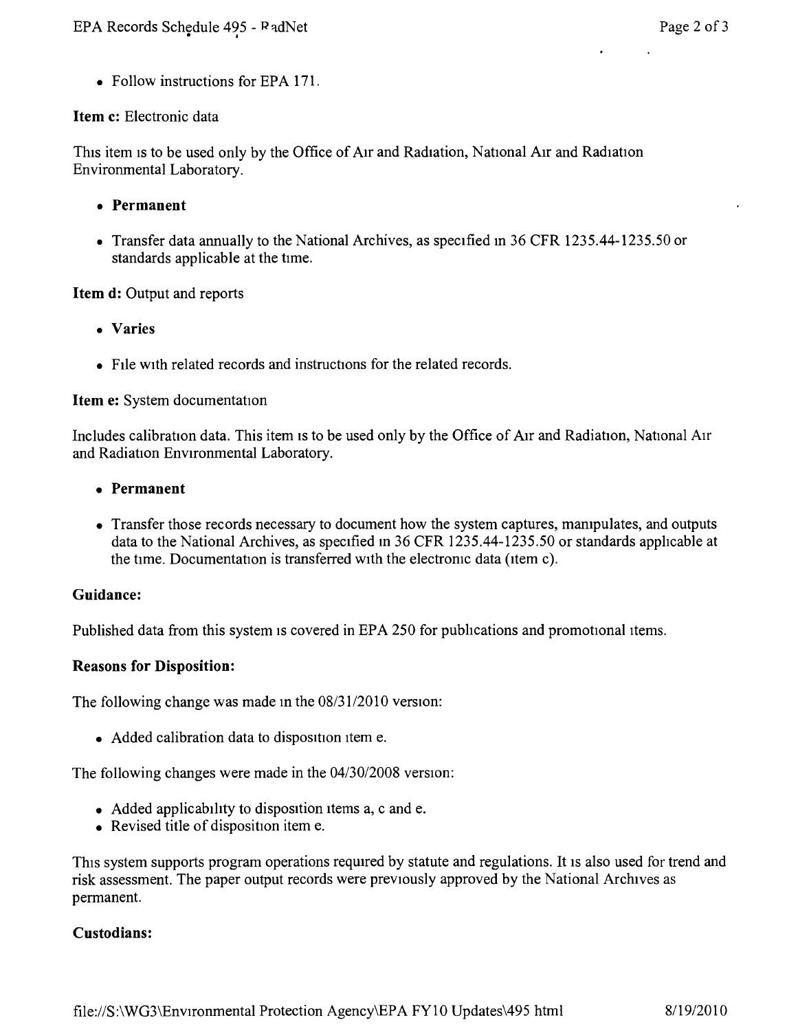- Follow instructions for EPA 171.

**Item c:** Electronic data

This item is to be used only by the Office of Air and Radiation, National Air and Radiation Environmental Laboratory.

- **Permanent**
- Transfer data annually to the National Archives, as specified in 36 CFR 1235.44-1235.50 or standards applicable at the time.

**Item d:** Output and reports

- **Varies**
- File with related records and instructions for the related records.

**Item e:** System documentation

Includes calibration data. This item is to be used only by the Office of Air and Radiation, National Air and Radiation Environmental Laboratory.

- **Permanent**
- Transfer those records necessary to document how the system captures, manipulates, and outputs data to the National Archives, as specified in 36 CFR 1235.44-1235.50 or standards applicable at the time. Documentation is transferred with the electronic data (item c).

**Guidance:**

Published data from this system is covered in EPA 250 for publications and promotional items.

**Reasons for Disposition:**

The following change was made in the 08/31/2010 version:

- Added calibration data to disposition item e.

The following changes were made in the 04/30/2008 version:

- Added applicability to disposition items a, c and e.
- Revised title of disposition item e.

This system supports program operations required by statute and regulations. It is also used for trend and risk assessment. The paper output records were previously approved by the National Archives as permanent.

**Custodians:**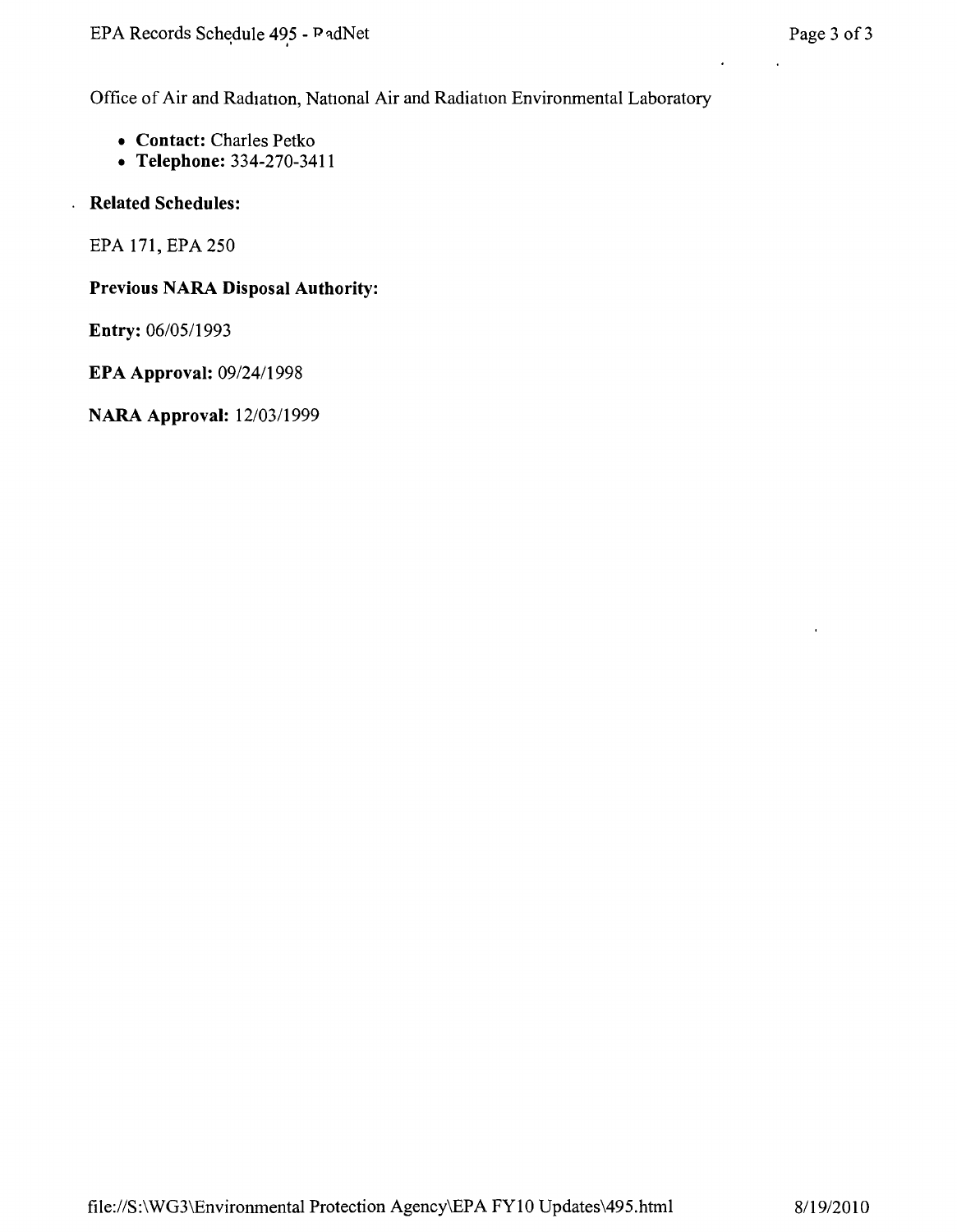Office of Air and Radiation, National Air and Radiation Environmental Laboratory

- **Contact:** Charles Petko
- **Telephone:** 334-270-3411

**Related Schedules:**

EPA 171, EPA 250

**Previous NARA Disposal Authority:**

**Entry:** 06/05/1993

**EPA Approval:** 09/24/1998

**NARA Approval:** 12/03/1999